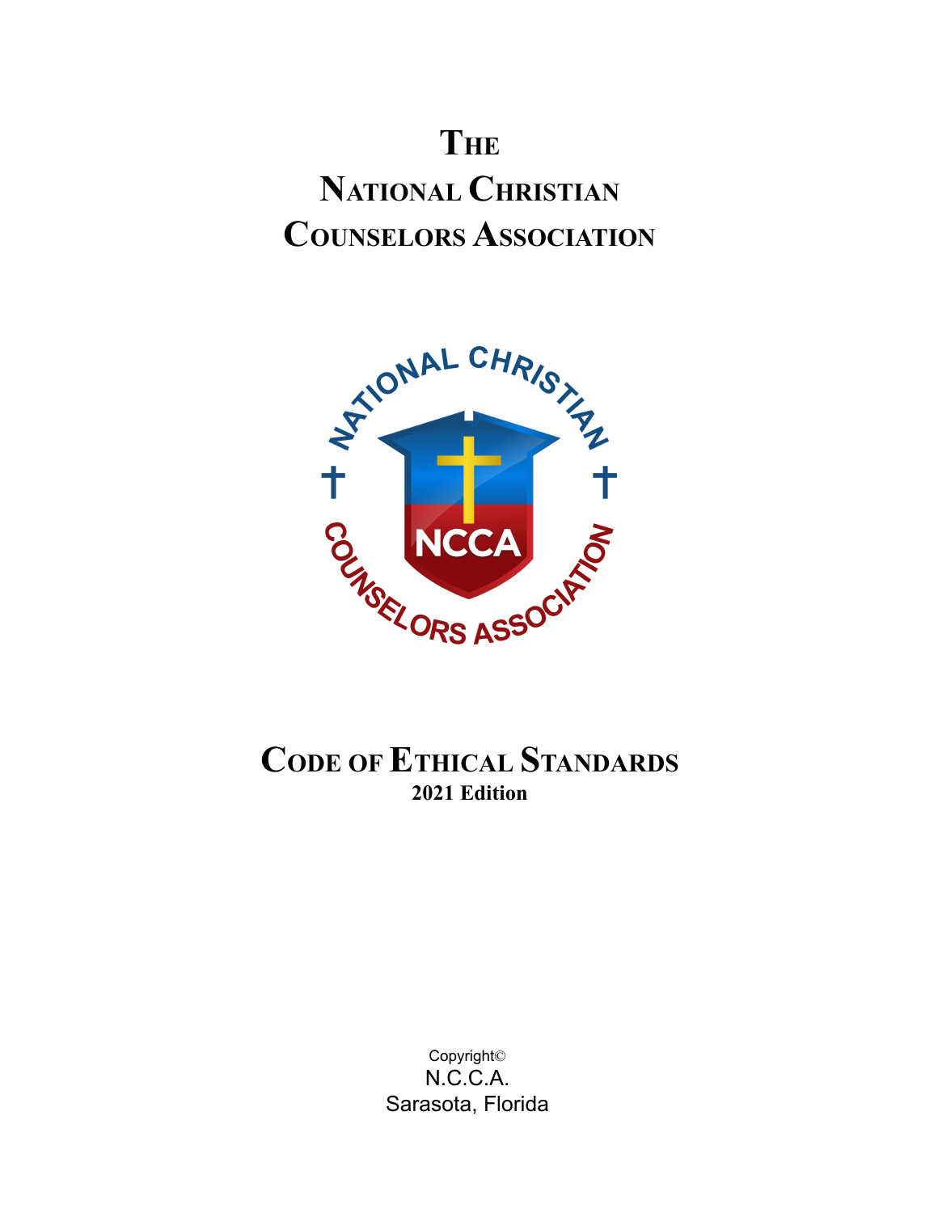# The National Christian Counselors Association

## Code of Ethical Standards

**2021 Edition**

Copyright©
N.C.C.A.
Sarasota, Florida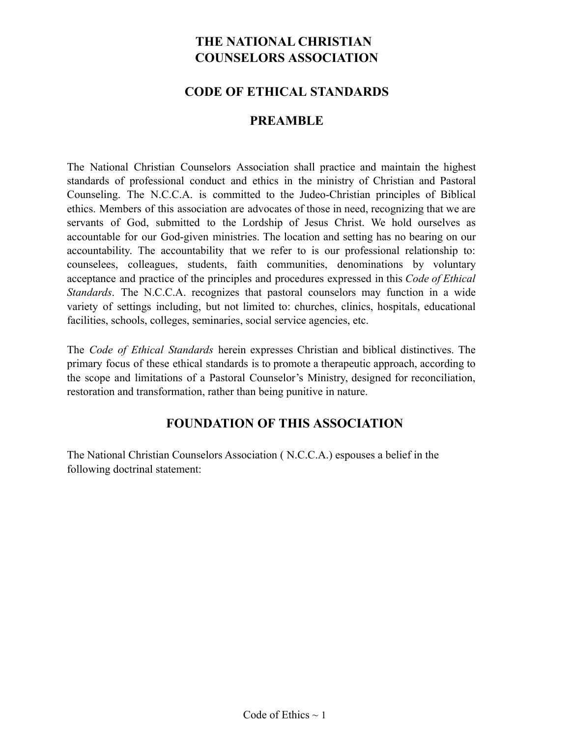# THE NATIONAL CHRISTIAN COUNSELORS ASSOCIATION

## CODE OF ETHICAL STANDARDS

## PREAMBLE

The National Christian Counselors Association shall practice and maintain the highest standards of professional conduct and ethics in the ministry of Christian and Pastoral Counseling. The N.C.C.A. is committed to the Judeo-Christian principles of Biblical ethics. Members of this association are advocates of those in need, recognizing that we are servants of God, submitted to the Lordship of Jesus Christ. We hold ourselves as accountable for our God-given ministries. The location and setting has no bearing on our accountability. The accountability that we refer to is our professional relationship to: counselees, colleagues, students, faith communities, denominations by voluntary acceptance and practice of the principles and procedures expressed in this *Code of Ethical Standards*. The N.C.C.A. recognizes that pastoral counselors may function in a wide variety of settings including, but not limited to: churches, clinics, hospitals, educational facilities, schools, colleges, seminaries, social service agencies, etc.

The *Code of Ethical Standards* herein expresses Christian and biblical distinctives. The primary focus of these ethical standards is to promote a therapeutic approach, according to the scope and limitations of a Pastoral Counselor's Ministry, designed for reconciliation, restoration and transformation, rather than being punitive in nature.

## FOUNDATION OF THIS ASSOCIATION

The National Christian Counselors Association ( N.C.C.A.) espouses a belief in the following doctrinal statement: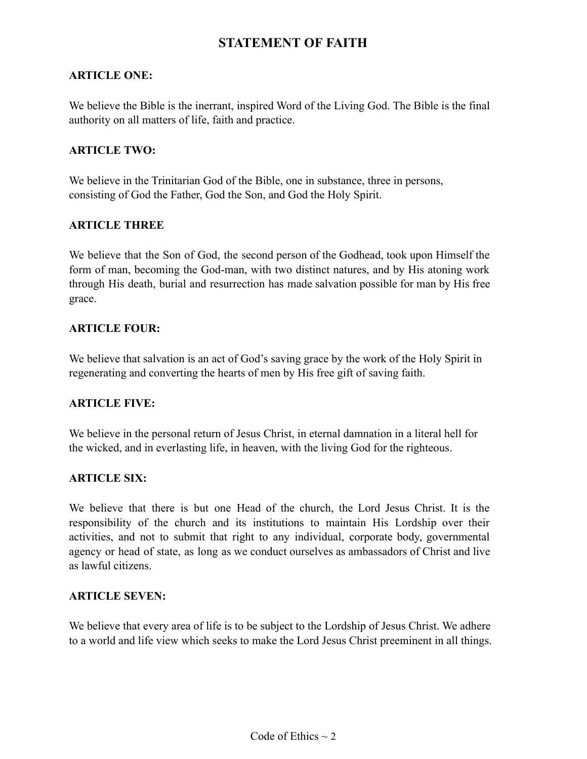# STATEMENT OF FAITH

**ARTICLE ONE:**

We believe the Bible is the inerrant, inspired Word of the Living God. The Bible is the final authority on all matters of life, faith and practice.

**ARTICLE TWO:**

We believe in the Trinitarian God of the Bible, one in substance, three in persons, consisting of God the Father, God the Son, and God the Holy Spirit.

**ARTICLE THREE**

We believe that the Son of God, the second person of the Godhead, took upon Himself the form of man, becoming the God-man, with two distinct natures, and by His atoning work through His death, burial and resurrection has made salvation possible for man by His free grace.

**ARTICLE FOUR:**

We believe that salvation is an act of God's saving grace by the work of the Holy Spirit in regenerating and converting the hearts of men by His free gift of saving faith.

**ARTICLE FIVE:**

We believe in the personal return of Jesus Christ, in eternal damnation in a literal hell for the wicked, and in everlasting life, in heaven, with the living God for the righteous.

**ARTICLE SIX:**

We believe that there is but one Head of the church, the Lord Jesus Christ. It is the responsibility of the church and its institutions to maintain His Lordship over their activities, and not to submit that right to any individual, corporate body, governmental agency or head of state, as long as we conduct ourselves as ambassadors of Christ and live as lawful citizens.

**ARTICLE SEVEN:**

We believe that every area of life is to be subject to the Lordship of Jesus Christ. We adhere to a world and life view which seeks to make the Lord Jesus Christ preeminent in all things.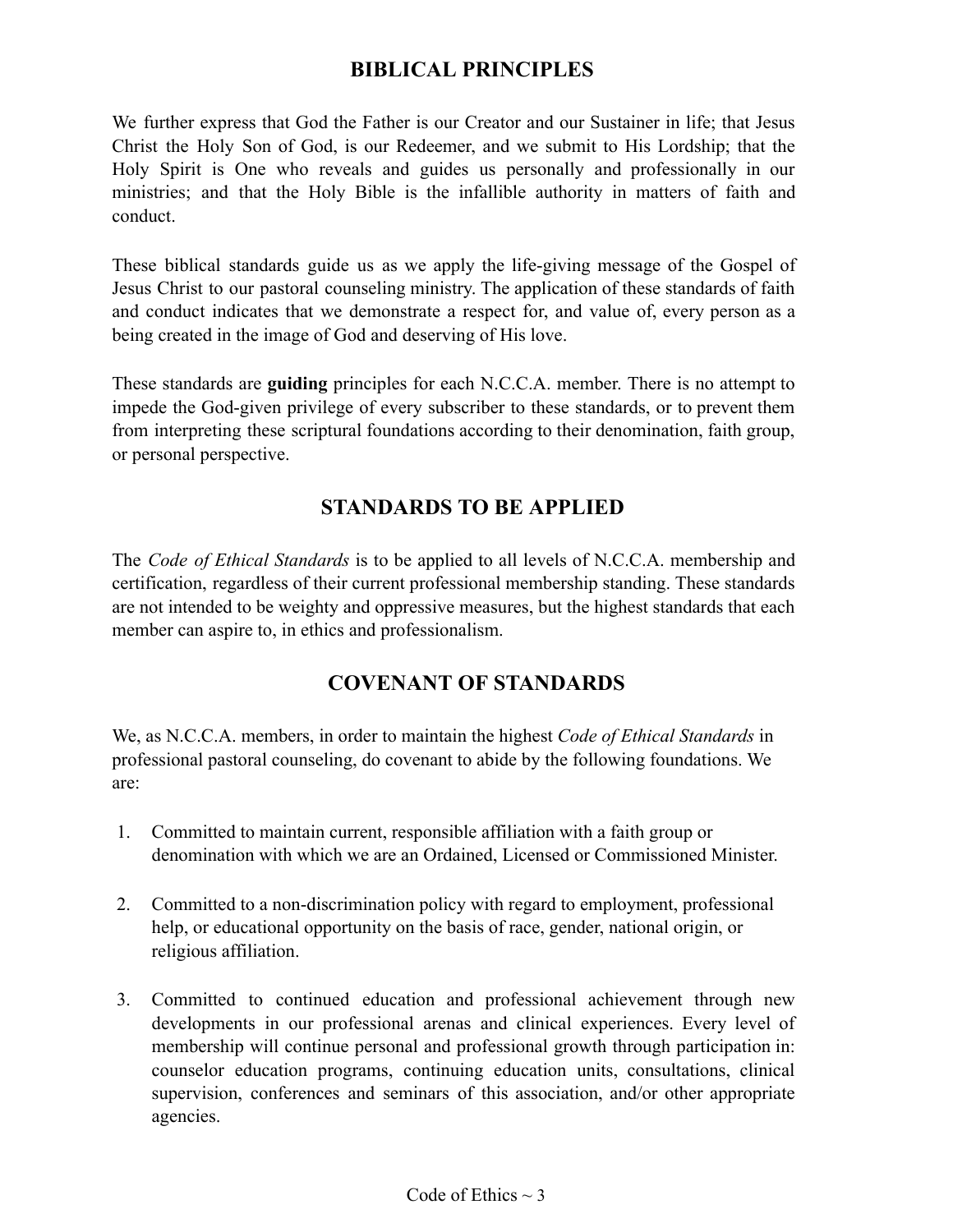## BIBLICAL PRINCIPLES

We further express that God the Father is our Creator and our Sustainer in life; that Jesus Christ the Holy Son of God, is our Redeemer, and we submit to His Lordship; that the Holy Spirit is One who reveals and guides us personally and professionally in our ministries; and that the Holy Bible is the infallible authority in matters of faith and conduct.

These biblical standards guide us as we apply the life-giving message of the Gospel of Jesus Christ to our pastoral counseling ministry. The application of these standards of faith and conduct indicates that we demonstrate a respect for, and value of, every person as a being created in the image of God and deserving of His love.

These standards are **guiding** principles for each N.C.C.A. member. There is no attempt to impede the God-given privilege of every subscriber to these standards, or to prevent them from interpreting these scriptural foundations according to their denomination, faith group, or personal perspective.

## STANDARDS TO BE APPLIED

The *Code of Ethical Standards* is to be applied to all levels of N.C.C.A. membership and certification, regardless of their current professional membership standing. These standards are not intended to be weighty and oppressive measures, but the highest standards that each member can aspire to, in ethics and professionalism.

## COVENANT OF STANDARDS

We, as N.C.C.A. members, in order to maintain the highest *Code of Ethical Standards* in professional pastoral counseling, do covenant to abide by the following foundations. We are:

1. Committed to maintain current, responsible affiliation with a faith group or denomination with which we are an Ordained, Licensed or Commissioned Minister.

2. Committed to a non-discrimination policy with regard to employment, professional help, or educational opportunity on the basis of race, gender, national origin, or religious affiliation.

3. Committed to continued education and professional achievement through new developments in our professional arenas and clinical experiences. Every level of membership will continue personal and professional growth through participation in: counselor education programs, continuing education units, consultations, clinical supervision, conferences and seminars of this association, and/or other appropriate agencies.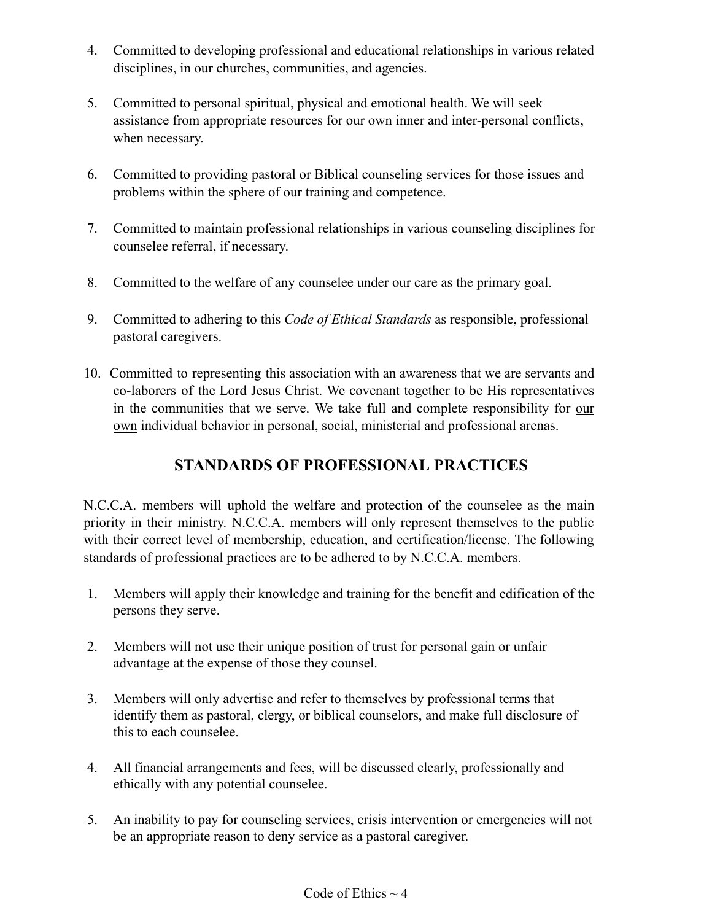4. Committed to developing professional and educational relationships in various related disciplines, in our churches, communities, and agencies.

5. Committed to personal spiritual, physical and emotional health. We will seek assistance from appropriate resources for our own inner and inter-personal conflicts, when necessary.

6. Committed to providing pastoral or Biblical counseling services for those issues and problems within the sphere of our training and competence.

7. Committed to maintain professional relationships in various counseling disciplines for counselee referral, if necessary.

8. Committed to the welfare of any counselee under our care as the primary goal.

9. Committed to adhering to this *Code of Ethical Standards* as responsible, professional pastoral caregivers.

10. Committed to representing this association with an awareness that we are servants and co-laborers of the Lord Jesus Christ. We covenant together to be His representatives in the communities that we serve. We take full and complete responsibility for <u>our own</u> individual behavior in personal, social, ministerial and professional arenas.

## STANDARDS OF PROFESSIONAL PRACTICES

N.C.C.A. members will uphold the welfare and protection of the counselee as the main priority in their ministry. N.C.C.A. members will only represent themselves to the public with their correct level of membership, education, and certification/license. The following standards of professional practices are to be adhered to by N.C.C.A. members.

1. Members will apply their knowledge and training for the benefit and edification of the persons they serve.

2. Members will not use their unique position of trust for personal gain or unfair advantage at the expense of those they counsel.

3. Members will only advertise and refer to themselves by professional terms that identify them as pastoral, clergy, or biblical counselors, and make full disclosure of this to each counselee.

4. All financial arrangements and fees, will be discussed clearly, professionally and ethically with any potential counselee.

5. An inability to pay for counseling services, crisis intervention or emergencies will not be an appropriate reason to deny service as a pastoral caregiver.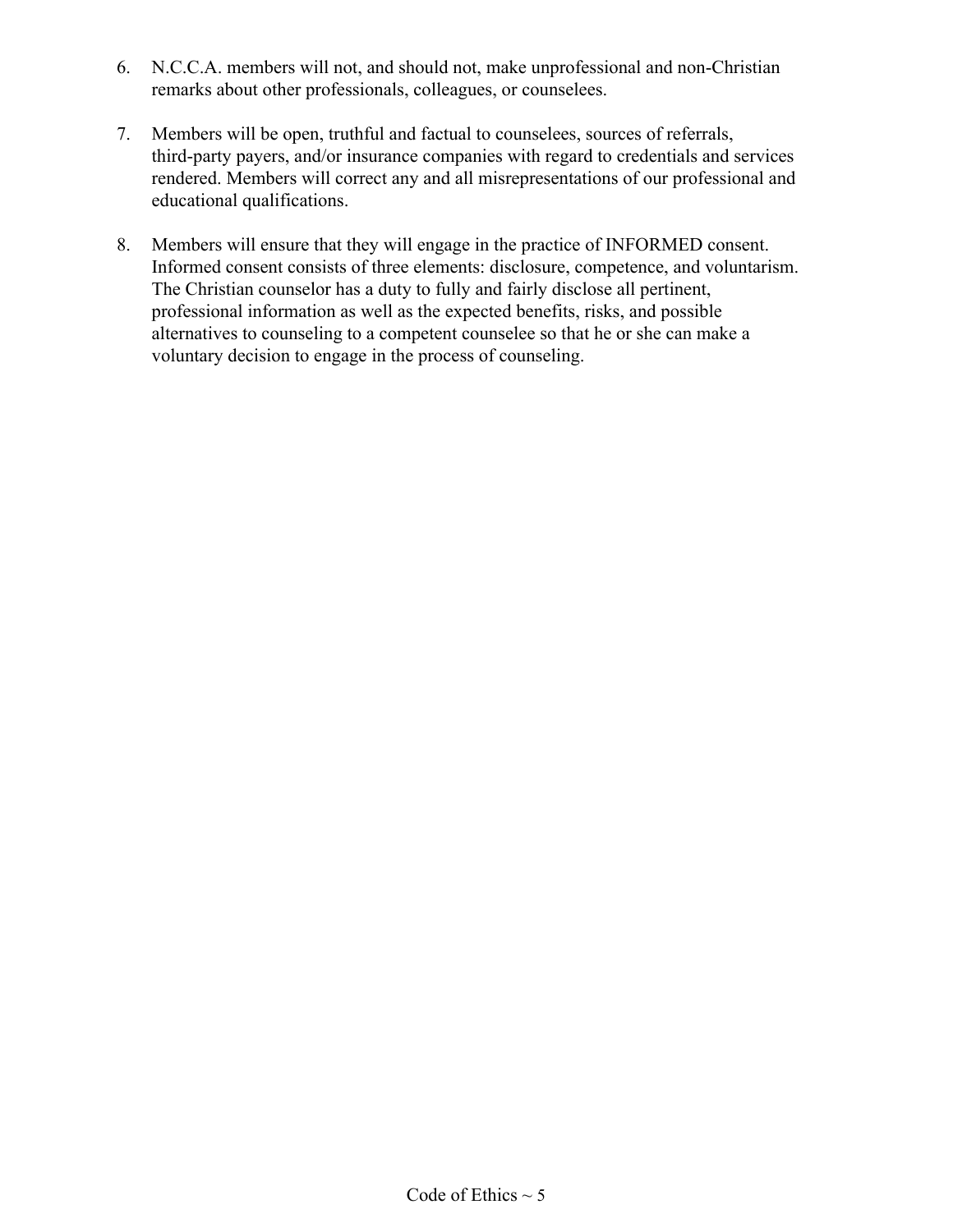6. N.C.C.A. members will not, and should not, make unprofessional and non-Christian remarks about other professionals, colleagues, or counselees.

7. Members will be open, truthful and factual to counselees, sources of referrals, third-party payers, and/or insurance companies with regard to credentials and services rendered. Members will correct any and all misrepresentations of our professional and educational qualifications.

8. Members will ensure that they will engage in the practice of INFORMED consent. Informed consent consists of three elements: disclosure, competence, and voluntarism. The Christian counselor has a duty to fully and fairly disclose all pertinent, professional information as well as the expected benefits, risks, and possible alternatives to counseling to a competent counselee so that he or she can make a voluntary decision to engage in the process of counseling.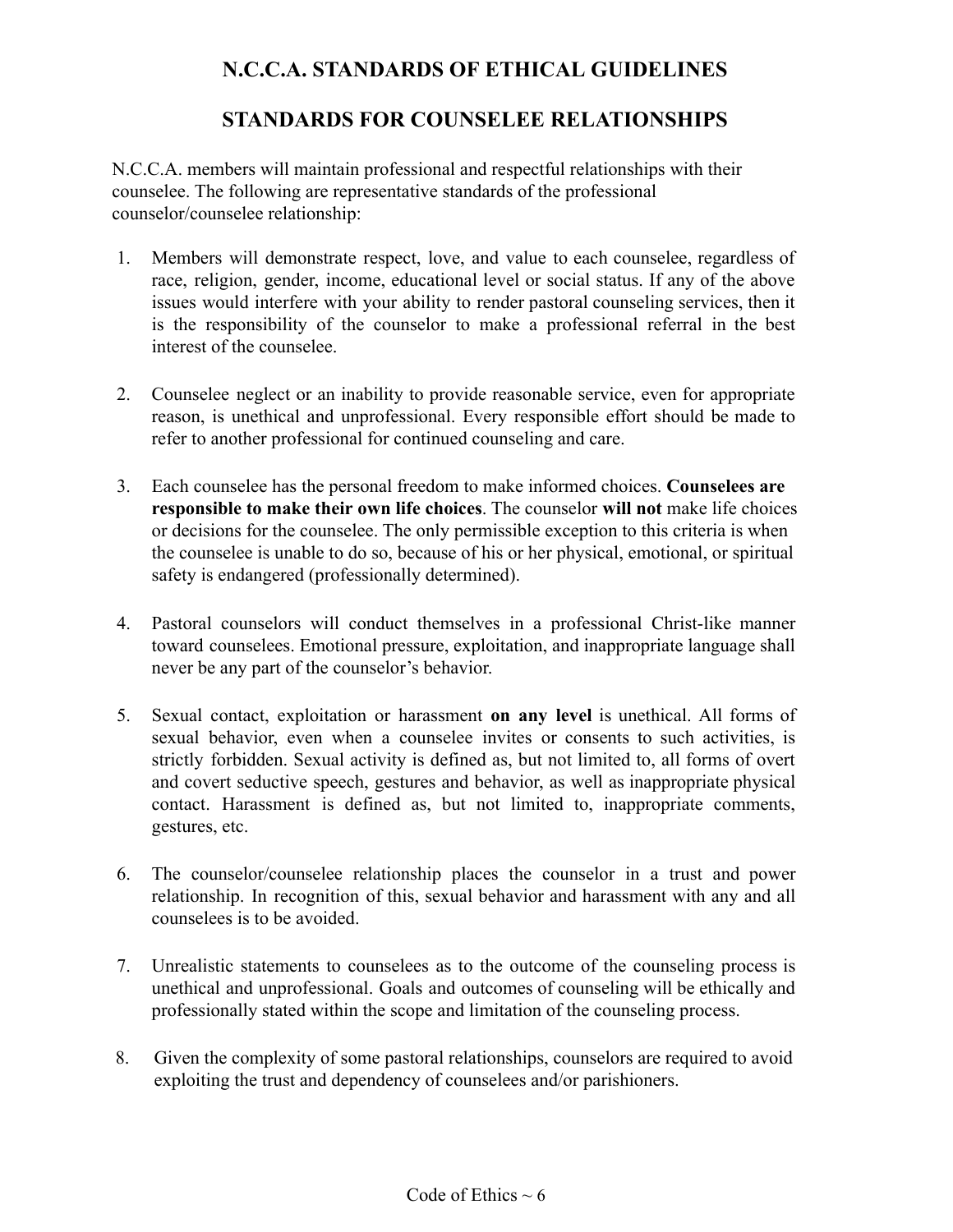# N.C.C.A. STANDARDS OF ETHICAL GUIDELINES

## STANDARDS FOR COUNSELEE RELATIONSHIPS

N.C.C.A. members will maintain professional and respectful relationships with their counselee. The following are representative standards of the professional counselor/counselee relationship:

1. Members will demonstrate respect, love, and value to each counselee, regardless of race, religion, gender, income, educational level or social status. If any of the above issues would interfere with your ability to render pastoral counseling services, then it is the responsibility of the counselor to make a professional referral in the best interest of the counselee.

2. Counselee neglect or an inability to provide reasonable service, even for appropriate reason, is unethical and unprofessional. Every responsible effort should be made to refer to another professional for continued counseling and care.

3. Each counselee has the personal freedom to make informed choices. **Counselees are responsible to make their own life choices**. The counselor **will not** make life choices or decisions for the counselee. The only permissible exception to this criteria is when the counselee is unable to do so, because of his or her physical, emotional, or spiritual safety is endangered (professionally determined).

4. Pastoral counselors will conduct themselves in a professional Christ-like manner toward counselees. Emotional pressure, exploitation, and inappropriate language shall never be any part of the counselor's behavior.

5. Sexual contact, exploitation or harassment **on any level** is unethical. All forms of sexual behavior, even when a counselee invites or consents to such activities, is strictly forbidden. Sexual activity is defined as, but not limited to, all forms of overt and covert seductive speech, gestures and behavior, as well as inappropriate physical contact. Harassment is defined as, but not limited to, inappropriate comments, gestures, etc.

6. The counselor/counselee relationship places the counselor in a trust and power relationship. In recognition of this, sexual behavior and harassment with any and all counselees is to be avoided.

7. Unrealistic statements to counselees as to the outcome of the counseling process is unethical and unprofessional. Goals and outcomes of counseling will be ethically and professionally stated within the scope and limitation of the counseling process.

8. Given the complexity of some pastoral relationships, counselors are required to avoid exploiting the trust and dependency of counselees and/or parishioners.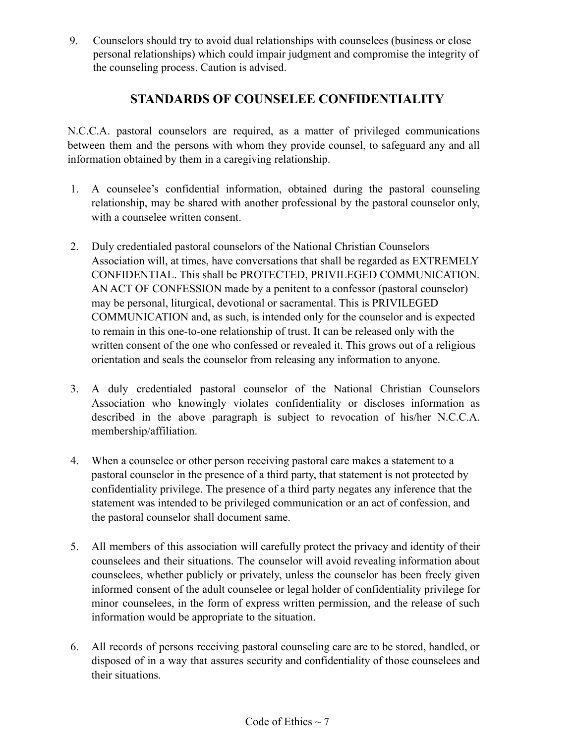9. Counselors should try to avoid dual relationships with counselees (business or close personal relationships) which could impair judgment and compromise the integrity of the counseling process. Caution is advised.

## STANDARDS OF COUNSELEE CONFIDENTIALITY

N.C.C.A. pastoral counselors are required, as a matter of privileged communications between them and the persons with whom they provide counsel, to safeguard any and all information obtained by them in a caregiving relationship.

1. A counselee's confidential information, obtained during the pastoral counseling relationship, may be shared with another professional by the pastoral counselor only, with a counselee written consent.

2. Duly credentialed pastoral counselors of the National Christian Counselors Association will, at times, have conversations that shall be regarded as EXTREMELY CONFIDENTIAL. This shall be PROTECTED, PRIVILEGED COMMUNICATION. AN ACT OF CONFESSION made by a penitent to a confessor (pastoral counselor) may be personal, liturgical, devotional or sacramental. This is PRIVILEGED COMMUNICATION and, as such, is intended only for the counselor and is expected to remain in this one-to-one relationship of trust. It can be released only with the written consent of the one who confessed or revealed it. This grows out of a religious orientation and seals the counselor from releasing any information to anyone.

3. A duly credentialed pastoral counselor of the National Christian Counselors Association who knowingly violates confidentiality or discloses information as described in the above paragraph is subject to revocation of his/her N.C.C.A. membership/affiliation.

4. When a counselee or other person receiving pastoral care makes a statement to a pastoral counselor in the presence of a third party, that statement is not protected by confidentiality privilege. The presence of a third party negates any inference that the statement was intended to be privileged communication or an act of confession, and the pastoral counselor shall document same.

5. All members of this association will carefully protect the privacy and identity of their counselees and their situations. The counselor will avoid revealing information about counselees, whether publicly or privately, unless the counselor has been freely given informed consent of the adult counselee or legal holder of confidentiality privilege for minor counselees, in the form of express written permission, and the release of such information would be appropriate to the situation.

6. All records of persons receiving pastoral counseling care are to be stored, handled, or disposed of in a way that assures security and confidentiality of those counselees and their situations.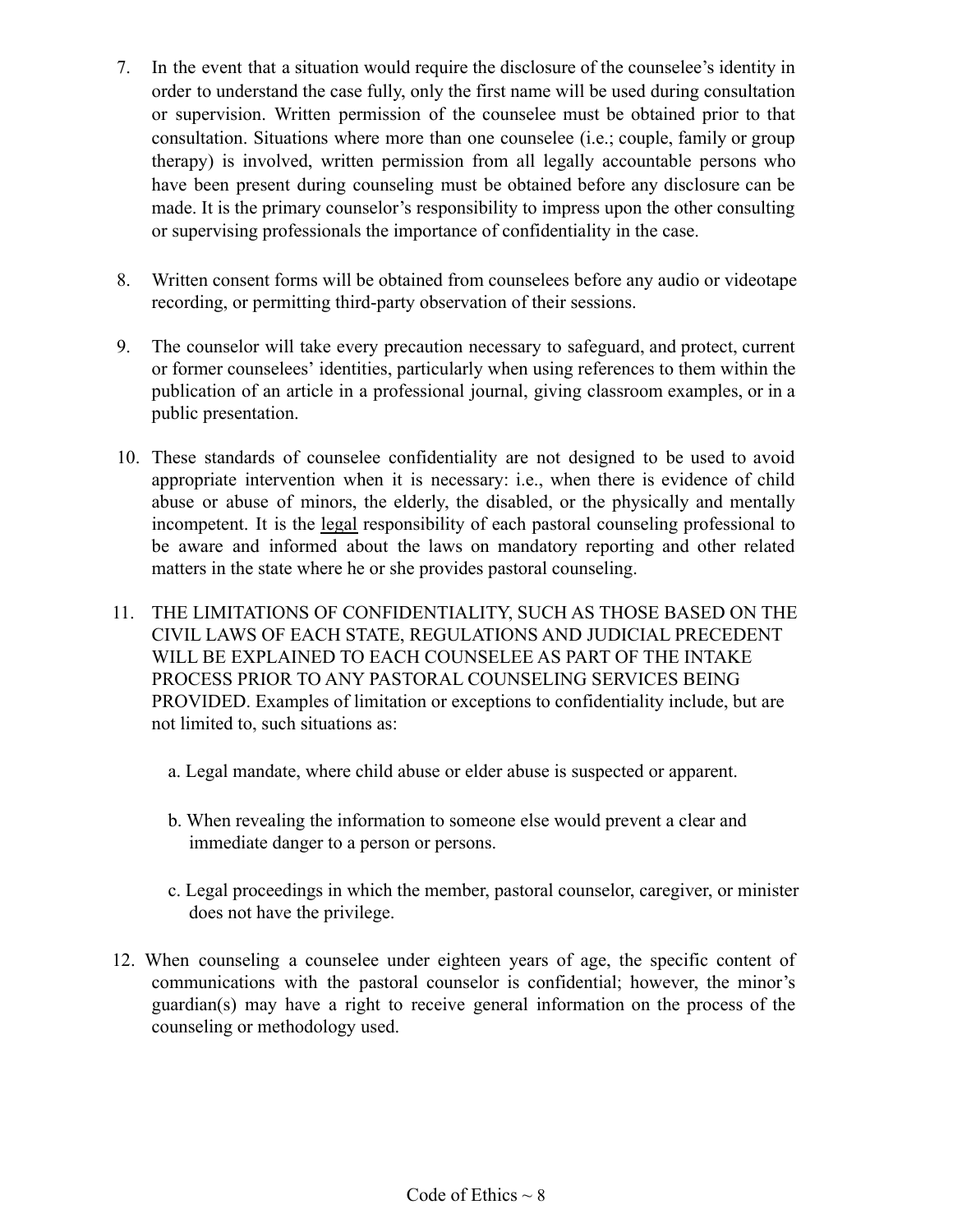7. In the event that a situation would require the disclosure of the counselee's identity in order to understand the case fully, only the first name will be used during consultation or supervision. Written permission of the counselee must be obtained prior to that consultation. Situations where more than one counselee (i.e.; couple, family or group therapy) is involved, written permission from all legally accountable persons who have been present during counseling must be obtained before any disclosure can be made. It is the primary counselor's responsibility to impress upon the other consulting or supervising professionals the importance of confidentiality in the case.

8. Written consent forms will be obtained from counselees before any audio or videotape recording, or permitting third-party observation of their sessions.

9. The counselor will take every precaution necessary to safeguard, and protect, current or former counselees' identities, particularly when using references to them within the publication of an article in a professional journal, giving classroom examples, or in a public presentation.

10. These standards of counselee confidentiality are not designed to be used to avoid appropriate intervention when it is necessary: i.e., when there is evidence of child abuse or abuse of minors, the elderly, the disabled, or the physically and mentally incompetent. It is the <u>legal</u> responsibility of each pastoral counseling professional to be aware and informed about the laws on mandatory reporting and other related matters in the state where he or she provides pastoral counseling.

11. THE LIMITATIONS OF CONFIDENTIALITY, SUCH AS THOSE BASED ON THE CIVIL LAWS OF EACH STATE, REGULATIONS AND JUDICIAL PRECEDENT WILL BE EXPLAINED TO EACH COUNSELEE AS PART OF THE INTAKE PROCESS PRIOR TO ANY PASTORAL COUNSELING SERVICES BEING PROVIDED. Examples of limitation or exceptions to confidentiality include, but are not limited to, such situations as:

    a. Legal mandate, where child abuse or elder abuse is suspected or apparent.

    b. When revealing the information to someone else would prevent a clear and immediate danger to a person or persons.

    c. Legal proceedings in which the member, pastoral counselor, caregiver, or minister does not have the privilege.

12. When counseling a counselee under eighteen years of age, the specific content of communications with the pastoral counselor is confidential; however, the minor's guardian(s) may have a right to receive general information on the process of the counseling or methodology used.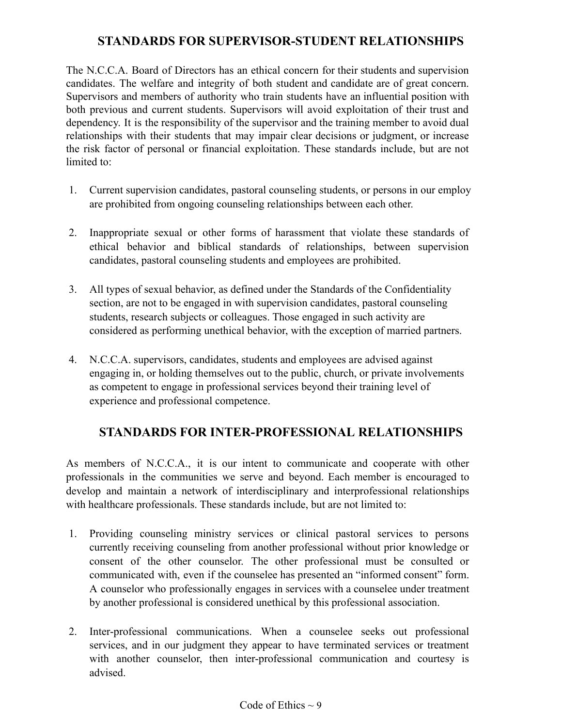## STANDARDS FOR SUPERVISOR-STUDENT RELATIONSHIPS

The N.C.C.A. Board of Directors has an ethical concern for their students and supervision candidates. The welfare and integrity of both student and candidate are of great concern. Supervisors and members of authority who train students have an influential position with both previous and current students. Supervisors will avoid exploitation of their trust and dependency. It is the responsibility of the supervisor and the training member to avoid dual relationships with their students that may impair clear decisions or judgment, or increase the risk factor of personal or financial exploitation. These standards include, but are not limited to:

1. Current supervision candidates, pastoral counseling students, or persons in our employ are prohibited from ongoing counseling relationships between each other.

2. Inappropriate sexual or other forms of harassment that violate these standards of ethical behavior and biblical standards of relationships, between supervision candidates, pastoral counseling students and employees are prohibited.

3. All types of sexual behavior, as defined under the Standards of the Confidentiality section, are not to be engaged in with supervision candidates, pastoral counseling students, research subjects or colleagues. Those engaged in such activity are considered as performing unethical behavior, with the exception of married partners.

4. N.C.C.A. supervisors, candidates, students and employees are advised against engaging in, or holding themselves out to the public, church, or private involvements as competent to engage in professional services beyond their training level of experience and professional competence.

## STANDARDS FOR INTER-PROFESSIONAL RELATIONSHIPS

As members of N.C.C.A., it is our intent to communicate and cooperate with other professionals in the communities we serve and beyond. Each member is encouraged to develop and maintain a network of interdisciplinary and interprofessional relationships with healthcare professionals. These standards include, but are not limited to:

1. Providing counseling ministry services or clinical pastoral services to persons currently receiving counseling from another professional without prior knowledge or consent of the other counselor. The other professional must be consulted or communicated with, even if the counselee has presented an "informed consent" form. A counselor who professionally engages in services with a counselee under treatment by another professional is considered unethical by this professional association.

2. Inter-professional communications. When a counselee seeks out professional services, and in our judgment they appear to have terminated services or treatment with another counselor, then inter-professional communication and courtesy is advised.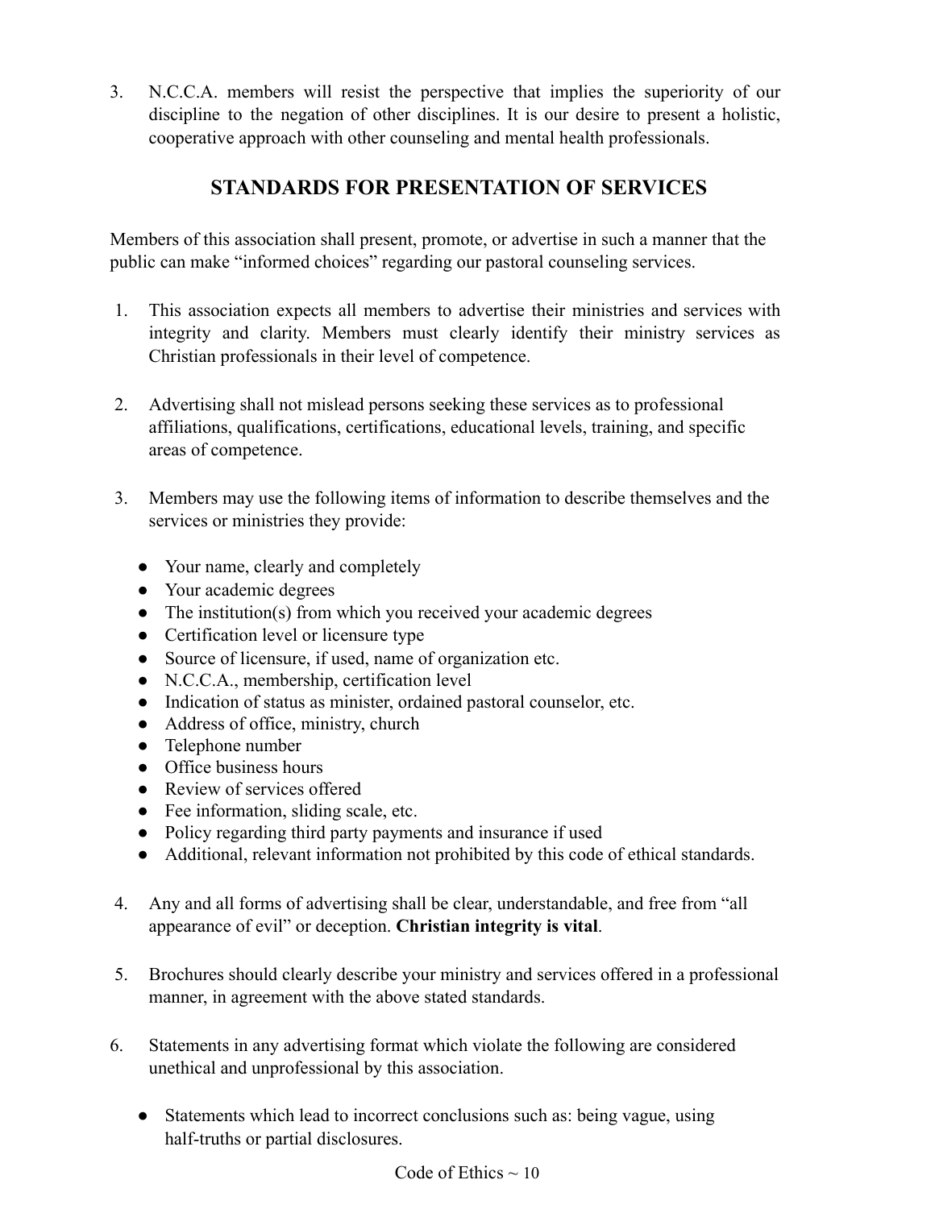3. N.C.C.A. members will resist the perspective that implies the superiority of our discipline to the negation of other disciplines. It is our desire to present a holistic, cooperative approach with other counseling and mental health professionals.

## STANDARDS FOR PRESENTATION OF SERVICES

Members of this association shall present, promote, or advertise in such a manner that the public can make "informed choices" regarding our pastoral counseling services.

1. This association expects all members to advertise their ministries and services with integrity and clarity. Members must clearly identify their ministry services as Christian professionals in their level of competence.

2. Advertising shall not mislead persons seeking these services as to professional affiliations, qualifications, certifications, educational levels, training, and specific areas of competence.

3. Members may use the following items of information to describe themselves and the services or ministries they provide:

   - Your name, clearly and completely
   - Your academic degrees
   - The institution(s) from which you received your academic degrees
   - Certification level or licensure type
   - Source of licensure, if used, name of organization etc.
   - N.C.C.A., membership, certification level
   - Indication of status as minister, ordained pastoral counselor, etc.
   - Address of office, ministry, church
   - Telephone number
   - Office business hours
   - Review of services offered
   - Fee information, sliding scale, etc.
   - Policy regarding third party payments and insurance if used
   - Additional, relevant information not prohibited by this code of ethical standards.

4. Any and all forms of advertising shall be clear, understandable, and free from "all appearance of evil" or deception. **Christian integrity is vital**.

5. Brochures should clearly describe your ministry and services offered in a professional manner, in agreement with the above stated standards.

6. Statements in any advertising format which violate the following are considered unethical and unprofessional by this association.

   - Statements which lead to incorrect conclusions such as: being vague, using half-truths or partial disclosures.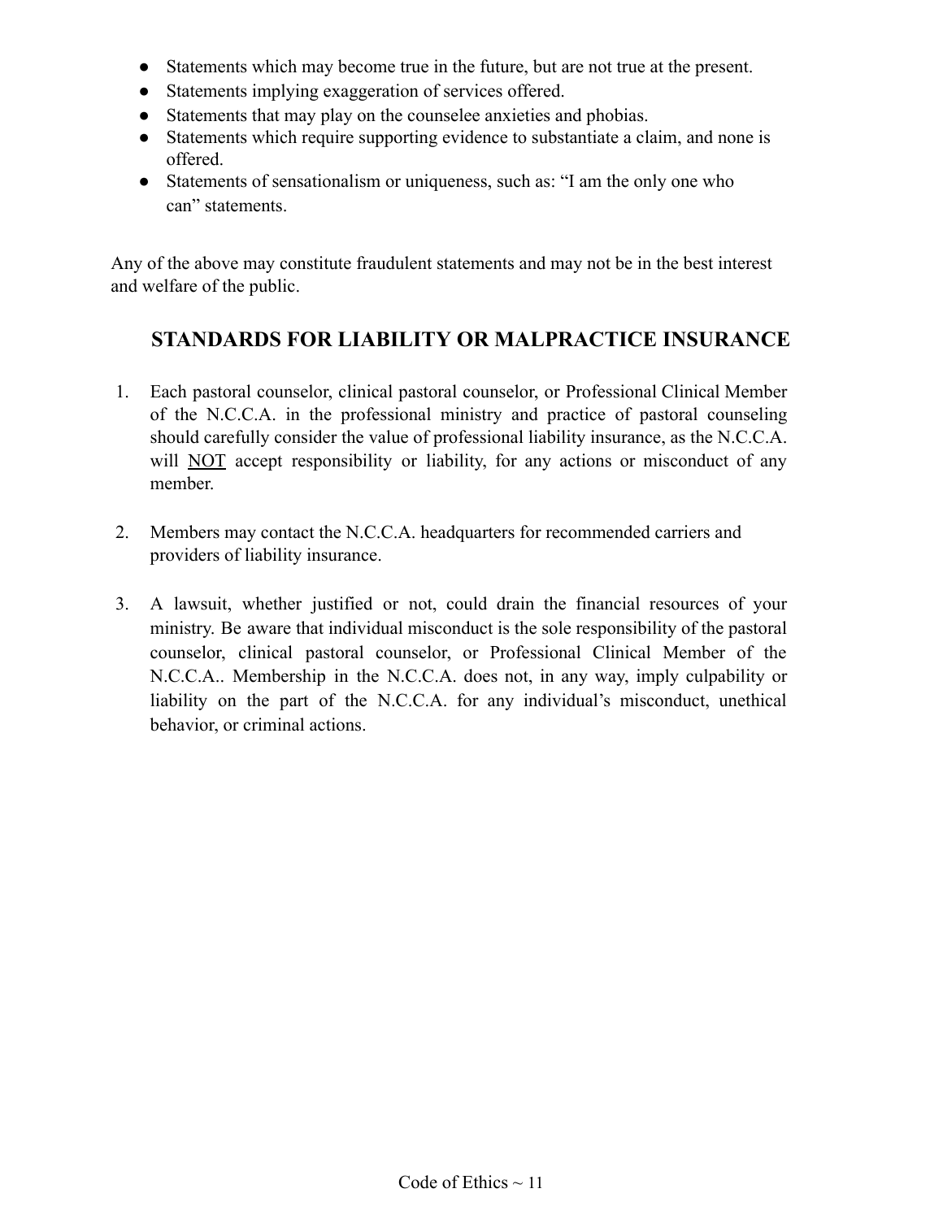- Statements which may become true in the future, but are not true at the present.
- Statements implying exaggeration of services offered.
- Statements that may play on the counselee anxieties and phobias.
- Statements which require supporting evidence to substantiate a claim, and none is offered.
- Statements of sensationalism or uniqueness, such as: "I am the only one who can" statements.

Any of the above may constitute fraudulent statements and may not be in the best interest and welfare of the public.

## STANDARDS FOR LIABILITY OR MALPRACTICE INSURANCE

1. Each pastoral counselor, clinical pastoral counselor, or Professional Clinical Member of the N.C.C.A. in the professional ministry and practice of pastoral counseling should carefully consider the value of professional liability insurance, as the N.C.C.A. will <u>NOT</u> accept responsibility or liability, for any actions or misconduct of any member.

2. Members may contact the N.C.C.A. headquarters for recommended carriers and providers of liability insurance.

3. A lawsuit, whether justified or not, could drain the financial resources of your ministry. Be aware that individual misconduct is the sole responsibility of the pastoral counselor, clinical pastoral counselor, or Professional Clinical Member of the N.C.C.A.. Membership in the N.C.C.A. does not, in any way, imply culpability or liability on the part of the N.C.C.A. for any individual's misconduct, unethical behavior, or criminal actions.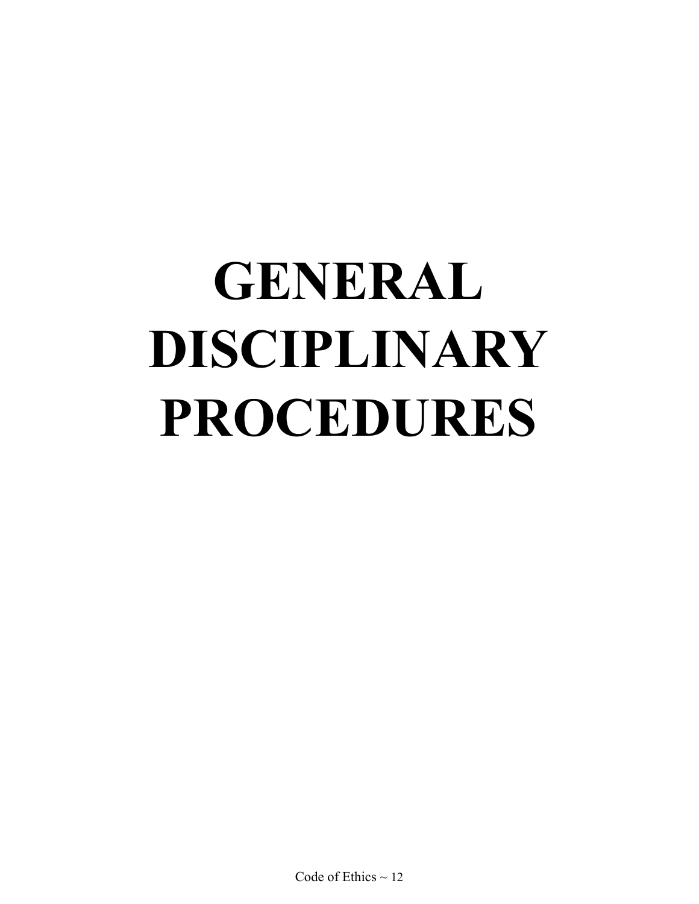# GENERAL DISCIPLINARY PROCEDURES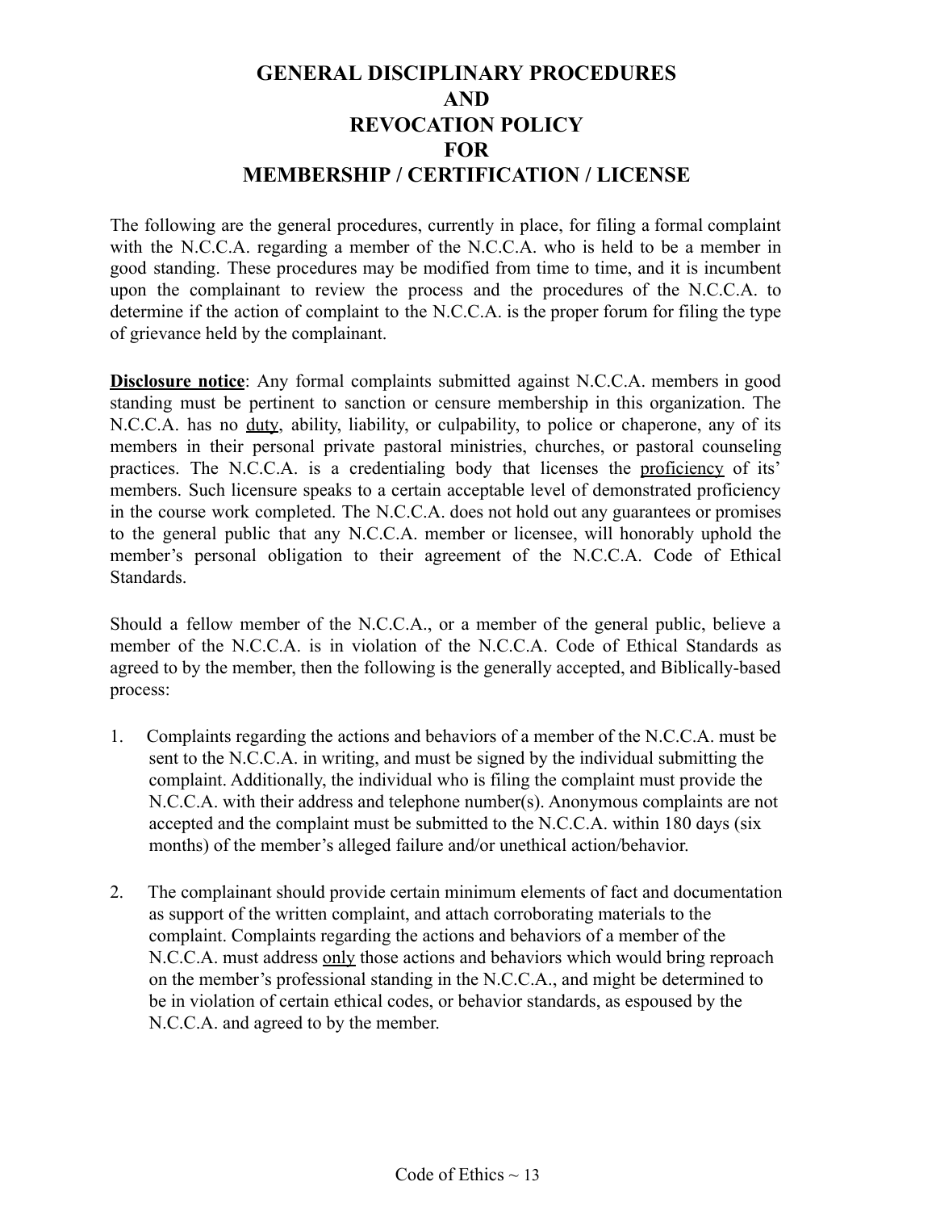# GENERAL DISCIPLINARY PROCEDURES AND REVOCATION POLICY FOR MEMBERSHIP / CERTIFICATION / LICENSE

The following are the general procedures, currently in place, for filing a formal complaint with the N.C.C.A. regarding a member of the N.C.C.A. who is held to be a member in good standing. These procedures may be modified from time to time, and it is incumbent upon the complainant to review the process and the procedures of the N.C.C.A. to determine if the action of complaint to the N.C.C.A. is the proper forum for filing the type of grievance held by the complainant.

**Disclosure notice**: Any formal complaints submitted against N.C.C.A. members in good standing must be pertinent to sanction or censure membership in this organization. The N.C.C.A. has no duty, ability, liability, or culpability, to police or chaperone, any of its members in their personal private pastoral ministries, churches, or pastoral counseling practices. The N.C.C.A. is a credentialing body that licenses the proficiency of its' members. Such licensure speaks to a certain acceptable level of demonstrated proficiency in the course work completed. The N.C.C.A. does not hold out any guarantees or promises to the general public that any N.C.C.A. member or licensee, will honorably uphold the member's personal obligation to their agreement of the N.C.C.A. Code of Ethical Standards.

Should a fellow member of the N.C.C.A., or a member of the general public, believe a member of the N.C.C.A. is in violation of the N.C.C.A. Code of Ethical Standards as agreed to by the member, then the following is the generally accepted, and Biblically-based process:

1. Complaints regarding the actions and behaviors of a member of the N.C.C.A. must be sent to the N.C.C.A. in writing, and must be signed by the individual submitting the complaint. Additionally, the individual who is filing the complaint must provide the N.C.C.A. with their address and telephone number(s). Anonymous complaints are not accepted and the complaint must be submitted to the N.C.C.A. within 180 days (six months) of the member's alleged failure and/or unethical action/behavior.

2. The complainant should provide certain minimum elements of fact and documentation as support of the written complaint, and attach corroborating materials to the complaint. Complaints regarding the actions and behaviors of a member of the N.C.C.A. must address only those actions and behaviors which would bring reproach on the member's professional standing in the N.C.C.A., and might be determined to be in violation of certain ethical codes, or behavior standards, as espoused by the N.C.C.A. and agreed to by the member.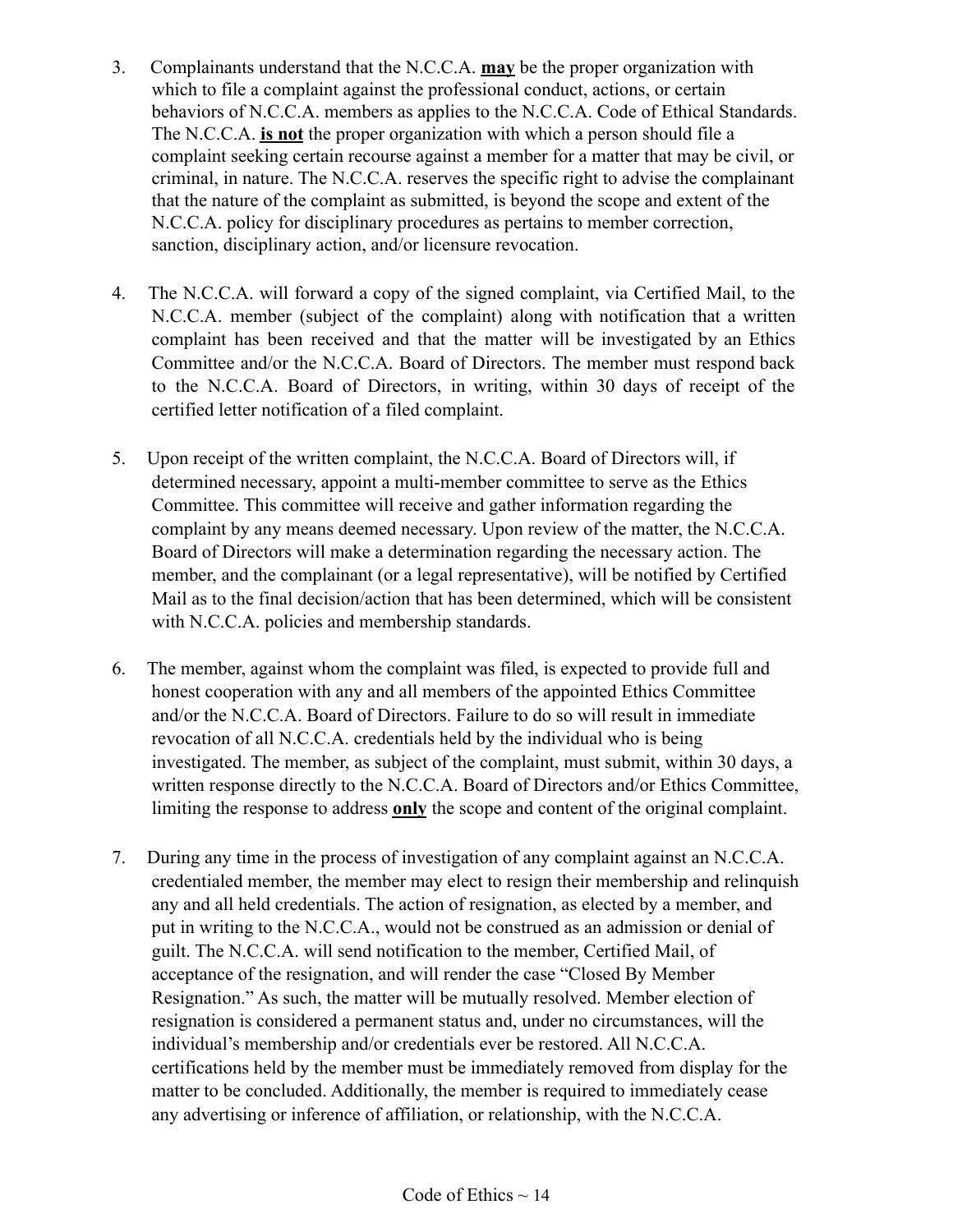3. Complainants understand that the N.C.C.A. **may** be the proper organization with which to file a complaint against the professional conduct, actions, or certain behaviors of N.C.C.A. members as applies to the N.C.C.A. Code of Ethical Standards. The N.C.C.A. **is not** the proper organization with which a person should file a complaint seeking certain recourse against a member for a matter that may be civil, or criminal, in nature. The N.C.C.A. reserves the specific right to advise the complainant that the nature of the complaint as submitted, is beyond the scope and extent of the N.C.C.A. policy for disciplinary procedures as pertains to member correction, sanction, disciplinary action, and/or licensure revocation.

4. The N.C.C.A. will forward a copy of the signed complaint, via Certified Mail, to the N.C.C.A. member (subject of the complaint) along with notification that a written complaint has been received and that the matter will be investigated by an Ethics Committee and/or the N.C.C.A. Board of Directors. The member must respond back to the N.C.C.A. Board of Directors, in writing, within 30 days of receipt of the certified letter notification of a filed complaint.

5. Upon receipt of the written complaint, the N.C.C.A. Board of Directors will, if determined necessary, appoint a multi-member committee to serve as the Ethics Committee. This committee will receive and gather information regarding the complaint by any means deemed necessary. Upon review of the matter, the N.C.C.A. Board of Directors will make a determination regarding the necessary action. The member, and the complainant (or a legal representative), will be notified by Certified Mail as to the final decision/action that has been determined, which will be consistent with N.C.C.A. policies and membership standards.

6. The member, against whom the complaint was filed, is expected to provide full and honest cooperation with any and all members of the appointed Ethics Committee and/or the N.C.C.A. Board of Directors. Failure to do so will result in immediate revocation of all N.C.C.A. credentials held by the individual who is being investigated. The member, as subject of the complaint, must submit, within 30 days, a written response directly to the N.C.C.A. Board of Directors and/or Ethics Committee, limiting the response to address **only** the scope and content of the original complaint.

7. During any time in the process of investigation of any complaint against an N.C.C.A. credentialed member, the member may elect to resign their membership and relinquish any and all held credentials. The action of resignation, as elected by a member, and put in writing to the N.C.C.A., would not be construed as an admission or denial of guilt. The N.C.C.A. will send notification to the member, Certified Mail, of acceptance of the resignation, and will render the case "Closed By Member Resignation." As such, the matter will be mutually resolved. Member election of resignation is considered a permanent status and, under no circumstances, will the individual's membership and/or credentials ever be restored. All N.C.C.A. certifications held by the member must be immediately removed from display for the matter to be concluded. Additionally, the member is required to immediately cease any advertising or inference of affiliation, or relationship, with the N.C.C.A.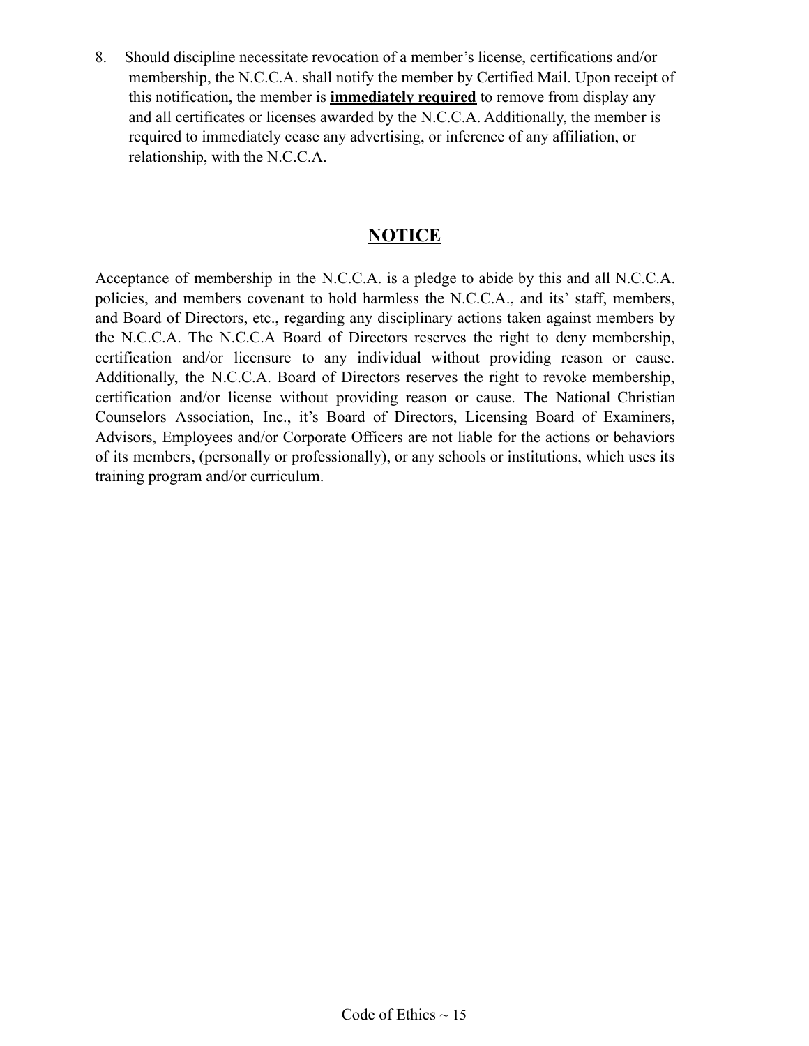8. Should discipline necessitate revocation of a member's license, certifications and/or membership, the N.C.C.A. shall notify the member by Certified Mail. Upon receipt of this notification, the member is **immediately required** to remove from display any and all certificates or licenses awarded by the N.C.C.A. Additionally, the member is required to immediately cease any advertising, or inference of any affiliation, or relationship, with the N.C.C.A.

## NOTICE

Acceptance of membership in the N.C.C.A. is a pledge to abide by this and all N.C.C.A. policies, and members covenant to hold harmless the N.C.C.A., and its' staff, members, and Board of Directors, etc., regarding any disciplinary actions taken against members by the N.C.C.A. The N.C.C.A Board of Directors reserves the right to deny membership, certification and/or licensure to any individual without providing reason or cause. Additionally, the N.C.C.A. Board of Directors reserves the right to revoke membership, certification and/or license without providing reason or cause. The National Christian Counselors Association, Inc., it's Board of Directors, Licensing Board of Examiners, Advisors, Employees and/or Corporate Officers are not liable for the actions or behaviors of its members, (personally or professionally), or any schools or institutions, which uses its training program and/or curriculum.